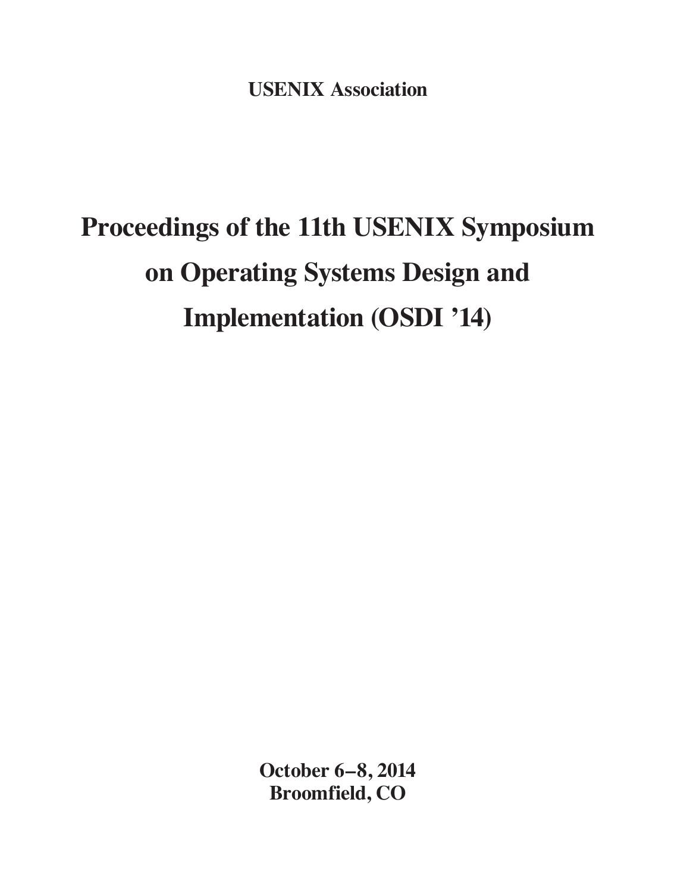**USENIX Association**

# Proceedings of the 11th USENIX Symposium on Operating Systems Design and Implementation (OSDI ’14)

**October 6–8, 2014**
**Broomfield, CO**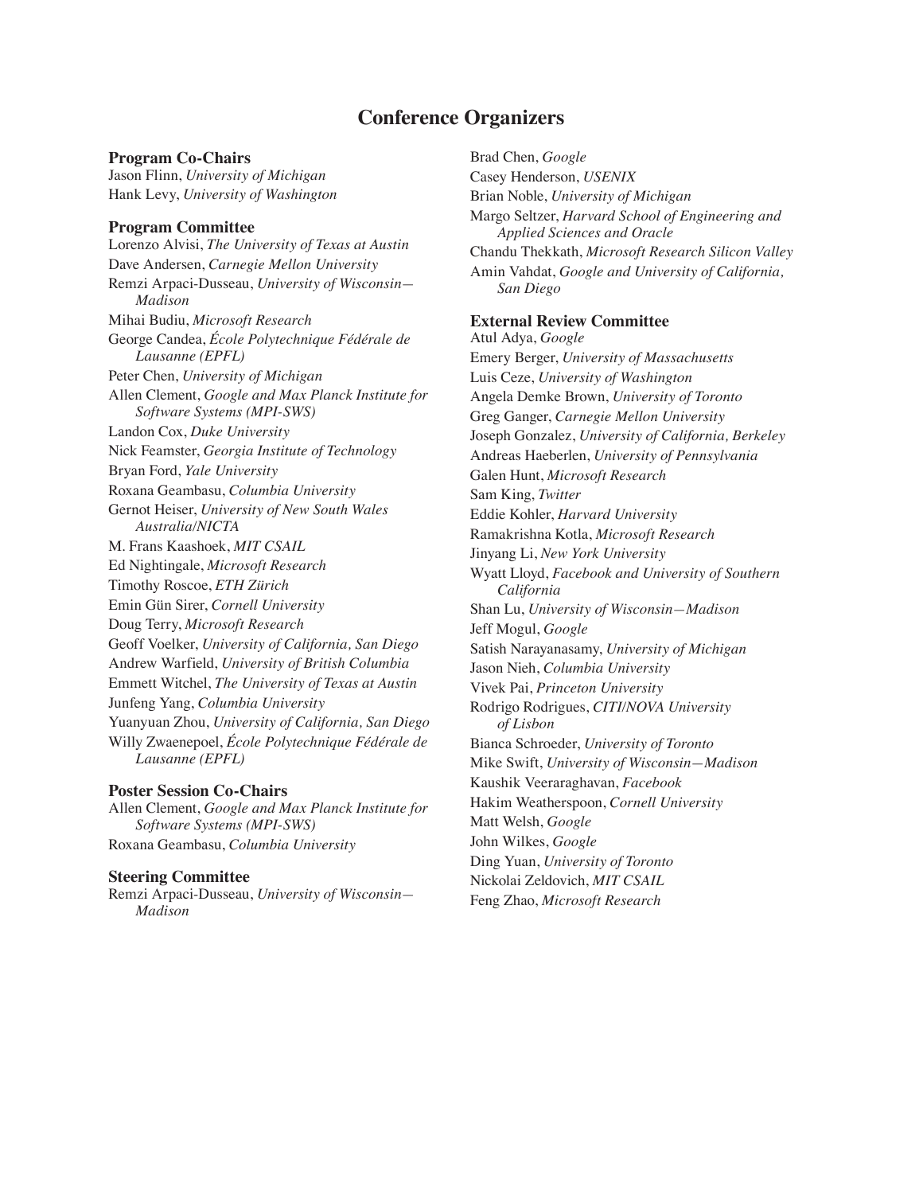# Conference Organizers

### Program Co-Chairs

Jason Flinn, *University of Michigan*
Hank Levy, *University of Washington*

### Program Committee

Lorenzo Alvisi, *The University of Texas at Austin*
Dave Andersen, *Carnegie Mellon University*
Remzi Arpaci-Dusseau, *University of Wisconsin—Madison*
Mihai Budiu, *Microsoft Research*
George Candea, *École Polytechnique Fédérale de Lausanne (EPFL)*
Peter Chen, *University of Michigan*
Allen Clement, *Google and Max Planck Institute for Software Systems (MPI-SWS)*
Landon Cox, *Duke University*
Nick Feamster, *Georgia Institute of Technology*
Bryan Ford, *Yale University*
Roxana Geambasu, *Columbia University*
Gernot Heiser, *University of New South Wales Australia/NICTA*
M. Frans Kaashoek, *MIT CSAIL*
Ed Nightingale, *Microsoft Research*
Timothy Roscoe, *ETH Zürich*
Emin Gün Sirer, *Cornell University*
Doug Terry, *Microsoft Research*
Geoff Voelker, *University of California, San Diego*
Andrew Warfield, *University of British Columbia*
Emmett Witchel, *The University of Texas at Austin*
Junfeng Yang, *Columbia University*
Yuanyuan Zhou, *University of California, San Diego*
Willy Zwaenepoel, *École Polytechnique Fédérale de Lausanne (EPFL)*

### Poster Session Co-Chairs

Allen Clement, *Google and Max Planck Institute for Software Systems (MPI-SWS)*
Roxana Geambasu, *Columbia University*

### Steering Committee

Remzi Arpaci-Dusseau, *University of Wisconsin—Madison*
Brad Chen, *Google*
Casey Henderson, *USENIX*
Brian Noble, *University of Michigan*
Margo Seltzer, *Harvard School of Engineering and Applied Sciences and Oracle*
Chandu Thekkath, *Microsoft Research Silicon Valley*
Amin Vahdat, *Google and University of California, San Diego*

### External Review Committee

Atul Adya, *Google*
Emery Berger, *University of Massachusetts*
Luis Ceze, *University of Washington*
Angela Demke Brown, *University of Toronto*
Greg Ganger, *Carnegie Mellon University*
Joseph Gonzalez, *University of California, Berkeley*
Andreas Haeberlen, *University of Pennsylvania*
Galen Hunt, *Microsoft Research*
Sam King, *Twitter*
Eddie Kohler, *Harvard University*
Ramakrishna Kotla, *Microsoft Research*
Jinyang Li, *New York University*
Wyatt Lloyd, *Facebook and University of Southern California*
Shan Lu, *University of Wisconsin—Madison*
Jeff Mogul, *Google*
Satish Narayanasamy, *University of Michigan*
Jason Nieh, *Columbia University*
Vivek Pai, *Princeton University*
Rodrigo Rodrigues, *CITI/NOVA University of Lisbon*
Bianca Schroeder, *University of Toronto*
Mike Swift, *University of Wisconsin—Madison*
Kaushik Veeraraghavan, *Facebook*
Hakim Weatherspoon, *Cornell University*
Matt Welsh, *Google*
John Wilkes, *Google*
Ding Yuan, *University of Toronto*
Nickolai Zeldovich, *MIT CSAIL*
Feng Zhao, *Microsoft Research*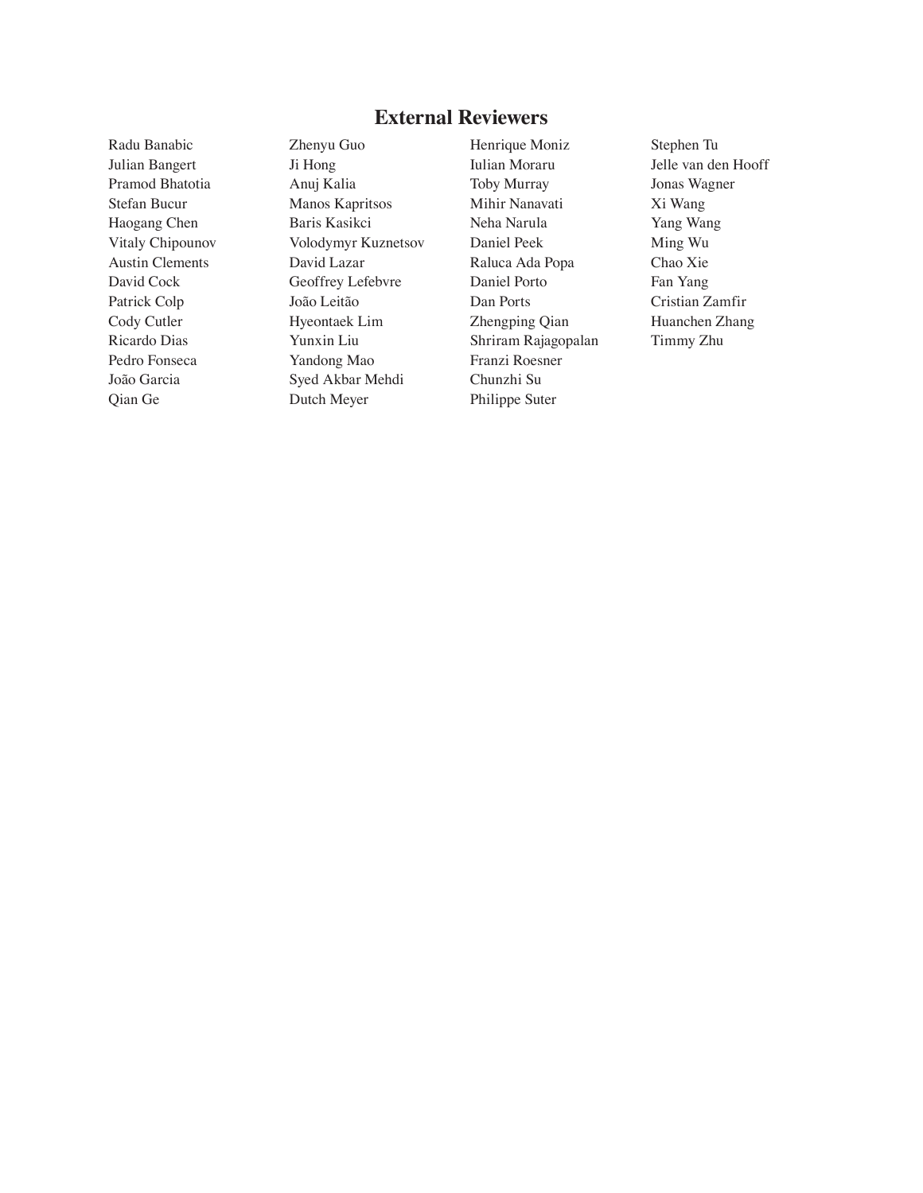## External Reviewers

Radu Banabic
Julian Bangert
Pramod Bhatotia
Stefan Bucur
Haogang Chen
Vitaly Chipounov
Austin Clements
David Cock
Patrick Colp
Cody Cutler
Ricardo Dias
Pedro Fonseca
João Garcia
Qian Ge
Zhenyu Guo
Ji Hong
Anuj Kalia
Manos Kapritsos
Baris Kasikci
Volodymyr Kuznetsov
David Lazar
Geoffrey Lefebvre
João Leitão
Hyeontaek Lim
Yunxin Liu
Yandong Mao
Syed Akbar Mehdi
Dutch Meyer
Henrique Moniz
Iulian Moraru
Toby Murray
Mihir Nanavati
Neha Narula
Daniel Peek
Raluca Ada Popa
Daniel Porto
Dan Ports
Zhengping Qian
Shriram Rajagopalan
Franzi Roesner
Chunzhi Su
Philippe Suter
Stephen Tu
Jelle van den Hooff
Jonas Wagner
Xi Wang
Yang Wang
Ming Wu
Chao Xie
Fan Yang
Cristian Zamfir
Huanchen Zhang
Timmy Zhu